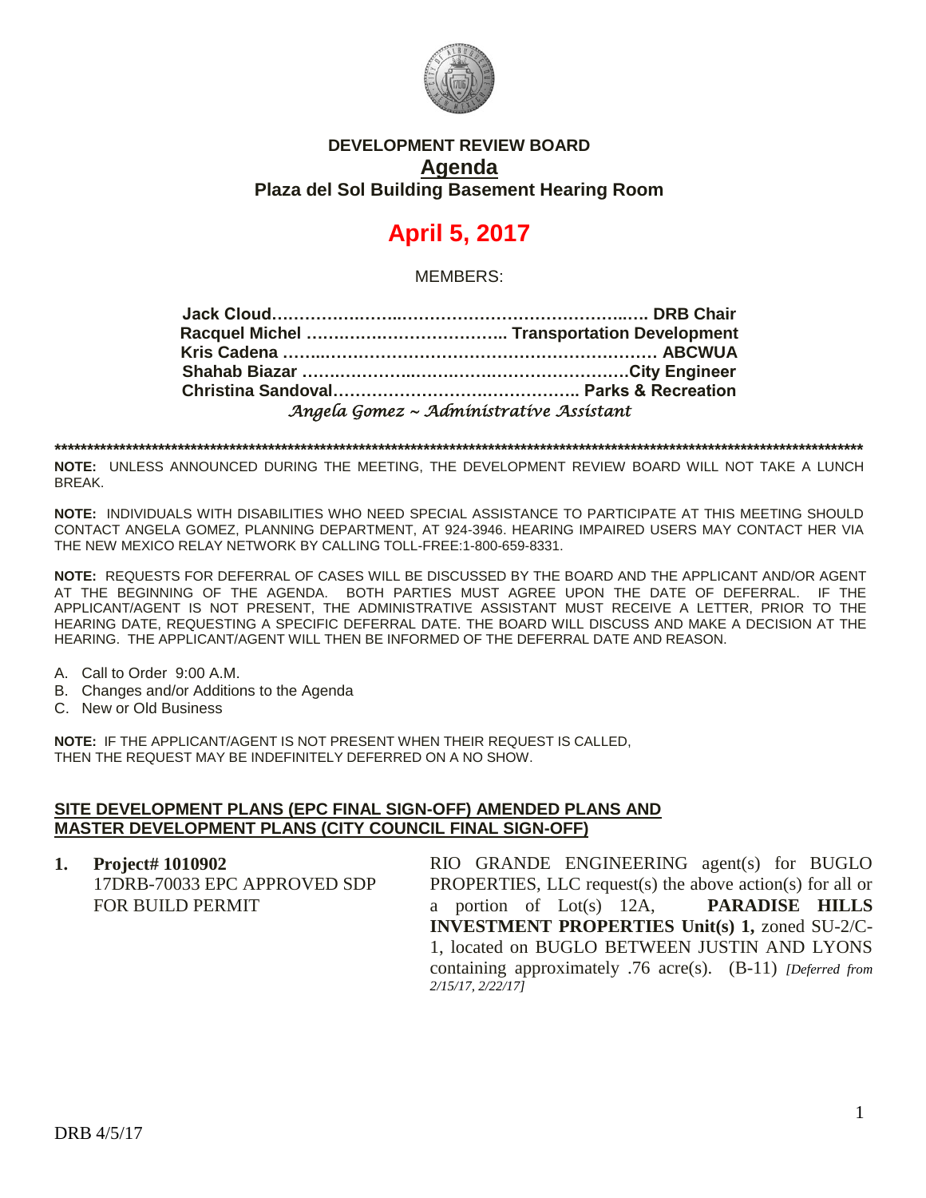**DEVELOPMENT REVIEW BOARD**

# Agenda

**Plaza del Sol Building Basement Hearing Room**

# April 5, 2017

MEMBERS:

**Jack Cloud……………………………………………………….. DRB Chair**
**Racquel Michel ……………………………… Transportation Development**
**Kris Cadena ………………………………………………………… ABCWUA**
**Shahab Biazar …………………………………………………City Engineer**
**Christina Sandoval…………………………………….. Parks & Recreation**
*Angela Gomez ~ Administrative Assistant*

\*\*\*\*\*\*\*\*\*\*\*\*\*\*\*\*\*\*\*\*\*\*\*\*\*\*\*\*\*\*\*\*\*\*\*\*\*\*\*\*\*\*\*\*\*\*\*\*\*\*\*\*\*\*\*\*\*\*\*\*\*\*\*\*\*\*\*\*\*\*\*\*\*\*\*\*\*\*\*\*\*\*\*\*\*\*\*\*\*\*\*\*\*\*\*\*\*\*\*\*\*\*\*\*\*\*\*\*\*\*\*\*\*\*\*\*\*\*\*\*

**NOTE:** UNLESS ANNOUNCED DURING THE MEETING, THE DEVELOPMENT REVIEW BOARD WILL NOT TAKE A LUNCH BREAK.

**NOTE:** INDIVIDUALS WITH DISABILITIES WHO NEED SPECIAL ASSISTANCE TO PARTICIPATE AT THIS MEETING SHOULD CONTACT ANGELA GOMEZ, PLANNING DEPARTMENT, AT 924-3946. HEARING IMPAIRED USERS MAY CONTACT HER VIA THE NEW MEXICO RELAY NETWORK BY CALLING TOLL-FREE:1-800-659-8331.

**NOTE:** REQUESTS FOR DEFERRAL OF CASES WILL BE DISCUSSED BY THE BOARD AND THE APPLICANT AND/OR AGENT AT THE BEGINNING OF THE AGENDA. BOTH PARTIES MUST AGREE UPON THE DATE OF DEFERRAL. IF THE APPLICANT/AGENT IS NOT PRESENT, THE ADMINISTRATIVE ASSISTANT MUST RECEIVE A LETTER, PRIOR TO THE HEARING DATE, REQUESTING A SPECIFIC DEFERRAL DATE. THE BOARD WILL DISCUSS AND MAKE A DECISION AT THE HEARING. THE APPLICANT/AGENT WILL THEN BE INFORMED OF THE DEFERRAL DATE AND REASON.

A. Call to Order 9:00 A.M.
B. Changes and/or Additions to the Agenda
C. New or Old Business

**NOTE:** IF THE APPLICANT/AGENT IS NOT PRESENT WHEN THEIR REQUEST IS CALLED, THEN THE REQUEST MAY BE INDEFINITELY DEFERRED ON A NO SHOW.

## SITE DEVELOPMENT PLANS (EPC FINAL SIGN-OFF) AMENDED PLANS AND MASTER DEVELOPMENT PLANS (CITY COUNCIL FINAL SIGN-OFF)

**1. Project# 1010902**
17DRB-70033 EPC APPROVED SDP FOR BUILD PERMIT

RIO GRANDE ENGINEERING agent(s) for BUGLO PROPERTIES, LLC request(s) the above action(s) for all or a portion of Lot(s) 12A, **PARADISE HILLS INVESTMENT PROPERTIES Unit(s) 1,** zoned SU-2/C-1, located on BUGLO BETWEEN JUSTIN AND LYONS containing approximately .76 acre(s). (B-11) *[Deferred from 2/15/17, 2/22/17]*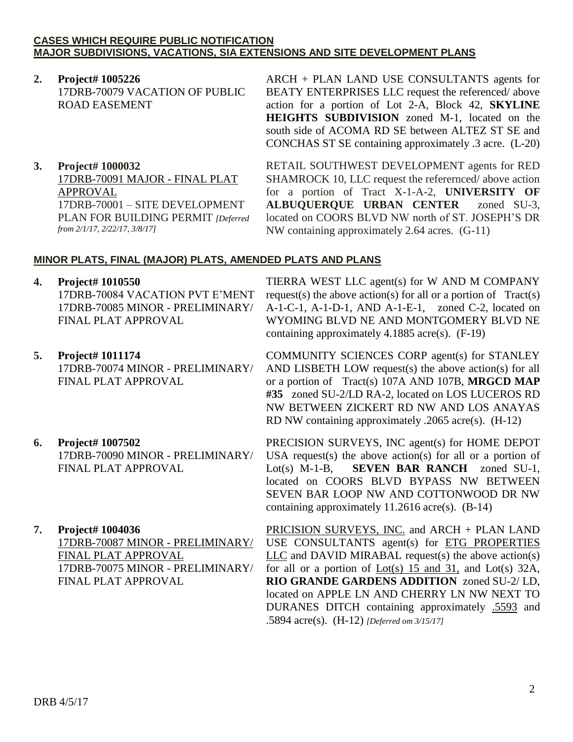**CASES WHICH REQUIRE PUBLIC NOTIFICATION**
**MAJOR SUBDIVISIONS, VACATIONS, SIA EXTENSIONS AND SITE DEVELOPMENT PLANS**

**2. Project# 1005226**
17DRB-70079 VACATION OF PUBLIC ROAD EASEMENT

ARCH + PLAN LAND USE CONSULTANTS agents for BEATY ENTERPRISES LLC request the referenced/ above action for a portion of Lot 2-A, Block 42, **SKYLINE HEIGHTS SUBDIVISION** zoned M-1, located on the south side of ACOMA RD SE between ALTEZ ST SE and CONCHAS ST SE containing approximately .3 acre. (L-20)

**3. Project# 1000032**
17DRB-70091 MAJOR - FINAL PLAT APPROVAL
17DRB-70001 – SITE DEVELOPMENT PLAN FOR BUILDING PERMIT *[Deferred from 2/1/17, 2/22/17, 3/8/17]*

RETAIL SOUTHWEST DEVELOPMENT agents for RED SHAMROCK 10, LLC request the referernced/ above action for a portion of Tract X-1-A-2, **UNIVERSITY OF ALBUQUERQUE URBAN CENTER** zoned SU-3, located on COORS BLVD NW north of ST. JOSEPH'S DR NW containing approximately 2.64 acres. (G-11)

**MINOR PLATS, FINAL (MAJOR) PLATS, AMENDED PLATS AND PLANS**

**4. Project# 1010550**
17DRB-70084 VACATION PVT E'MENT
17DRB-70085 MINOR - PRELIMINARY/ FINAL PLAT APPROVAL

TIERRA WEST LLC agent(s) for W AND M COMPANY request(s) the above action(s) for all or a portion of Tract(s) A-1-C-1, A-1-D-1, AND A-1-E-1, zoned C-2, located on WYOMING BLVD NE AND MONTGOMERY BLVD NE containing approximately 4.1885 acre(s). (F-19)

**5. Project# 1011174**
17DRB-70074 MINOR - PRELIMINARY/ FINAL PLAT APPROVAL

COMMUNITY SCIENCES CORP agent(s) for STANLEY AND LISBETH LOW request(s) the above action(s) for all or a portion of Tract(s) 107A AND 107B, **MRGCD MAP #35** zoned SU-2/LD RA-2, located on LOS LUCEROS RD NW BETWEEN ZICKERT RD NW AND LOS ANAYAS RD NW containing approximately .2065 acre(s). (H-12)

**6. Project# 1007502**
17DRB-70090 MINOR - PRELIMINARY/ FINAL PLAT APPROVAL

PRECISION SURVEYS, INC agent(s) for HOME DEPOT USA request(s) the above action(s) for all or a portion of Lot(s) M-1-B, **SEVEN BAR RANCH** zoned SU-1, located on COORS BLVD BYPASS NW BETWEEN SEVEN BAR LOOP NW AND COTTONWOOD DR NW containing approximately 11.2616 acre(s). (B-14)

**7. Project# 1004036**
17DRB-70087 MINOR - PRELIMINARY/ FINAL PLAT APPROVAL
17DRB-70075 MINOR - PRELIMINARY/ FINAL PLAT APPROVAL

PRICISION SURVEYS, INC. and ARCH + PLAN LAND USE CONSULTANTS agent(s) for ETG PROPERTIES LLC and DAVID MIRABAL request(s) the above action(s) for all or a portion of Lot(s) 15 and 31, and Lot(s) 32A, **RIO GRANDE GARDENS ADDITION** zoned SU-2/ LD, located on APPLE LN AND CHERRY LN NW NEXT TO DURANES DITCH containing approximately .5593 and .5894 acre(s). (H-12) *[Deferred om 3/15/17]*

DRB 4/5/17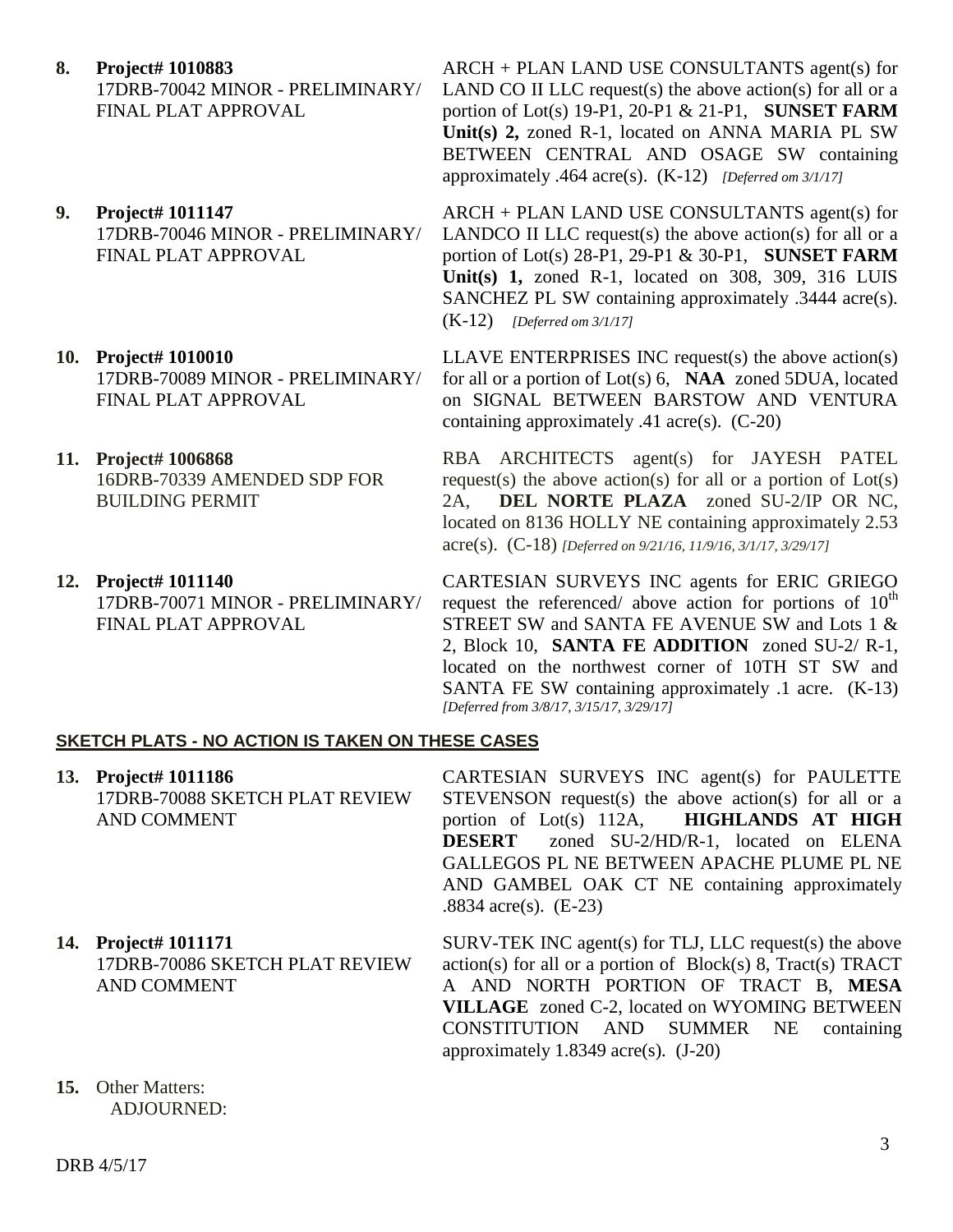**8. Project# 1010883**
17DRB-70042 MINOR - PRELIMINARY/ FINAL PLAT APPROVAL

ARCH + PLAN LAND USE CONSULTANTS agent(s) for LAND CO II LLC request(s) the above action(s) for all or a portion of Lot(s) 19-P1, 20-P1 & 21-P1, **SUNSET FARM Unit(s) 2,** zoned R-1, located on ANNA MARIA PL SW BETWEEN CENTRAL AND OSAGE SW containing approximately .464 acre(s). (K-12) *[Deferred om 3/1/17]*

**9. Project# 1011147**
17DRB-70046 MINOR - PRELIMINARY/ FINAL PLAT APPROVAL

ARCH + PLAN LAND USE CONSULTANTS agent(s) for LANDCO II LLC request(s) the above action(s) for all or a portion of Lot(s) 28-P1, 29-P1 & 30-P1, **SUNSET FARM Unit(s) 1,** zoned R-1, located on 308, 309, 316 LUIS SANCHEZ PL SW containing approximately .3444 acre(s). (K-12) *[Deferred om 3/1/17]*

**10. Project# 1010010**
17DRB-70089 MINOR - PRELIMINARY/ FINAL PLAT APPROVAL

LLAVE ENTERPRISES INC request(s) the above action(s) for all or a portion of Lot(s) 6, **NAA** zoned 5DUA, located on SIGNAL BETWEEN BARSTOW AND VENTURA containing approximately .41 acre(s). (C-20)

**11. Project# 1006868**
16DRB-70339 AMENDED SDP FOR BUILDING PERMIT

RBA ARCHITECTS agent(s) for JAYESH PATEL request(s) the above action(s) for all or a portion of Lot(s) 2A, **DEL NORTE PLAZA** zoned SU-2/IP OR NC, located on 8136 HOLLY NE containing approximately 2.53 acre(s). (C-18) *[Deferred on 9/21/16, 11/9/16, 3/1/17, 3/29/17]*

**12. Project# 1011140**
17DRB-70071 MINOR - PRELIMINARY/ FINAL PLAT APPROVAL

CARTESIAN SURVEYS INC agents for ERIC GRIEGO request the referenced/ above action for portions of 10th STREET SW and SANTA FE AVENUE SW and Lots 1 & 2, Block 10, **SANTA FE ADDITION** zoned SU-2/ R-1, located on the northwest corner of 10TH ST SW and SANTA FE SW containing approximately .1 acre. (K-13) *[Deferred from 3/8/17, 3/15/17, 3/29/17]*

## SKETCH PLATS - NO ACTION IS TAKEN ON THESE CASES

**13. Project# 1011186**
17DRB-70088 SKETCH PLAT REVIEW AND COMMENT

CARTESIAN SURVEYS INC agent(s) for PAULETTE STEVENSON request(s) the above action(s) for all or a portion of Lot(s) 112A, **HIGHLANDS AT HIGH DESERT** zoned SU-2/HD/R-1, located on ELENA GALLEGOS PL NE BETWEEN APACHE PLUME PL NE AND GAMBEL OAK CT NE containing approximately .8834 acre(s). (E-23)

**14. Project# 1011171**
17DRB-70086 SKETCH PLAT REVIEW AND COMMENT

SURV-TEK INC agent(s) for TLJ, LLC request(s) the above action(s) for all or a portion of Block(s) 8, Tract(s) TRACT A AND NORTH PORTION OF TRACT B, **MESA VILLAGE** zoned C-2, located on WYOMING BETWEEN CONSTITUTION AND SUMMER NE containing approximately 1.8349 acre(s). (J-20)

**15.** Other Matters:
ADJOURNED: